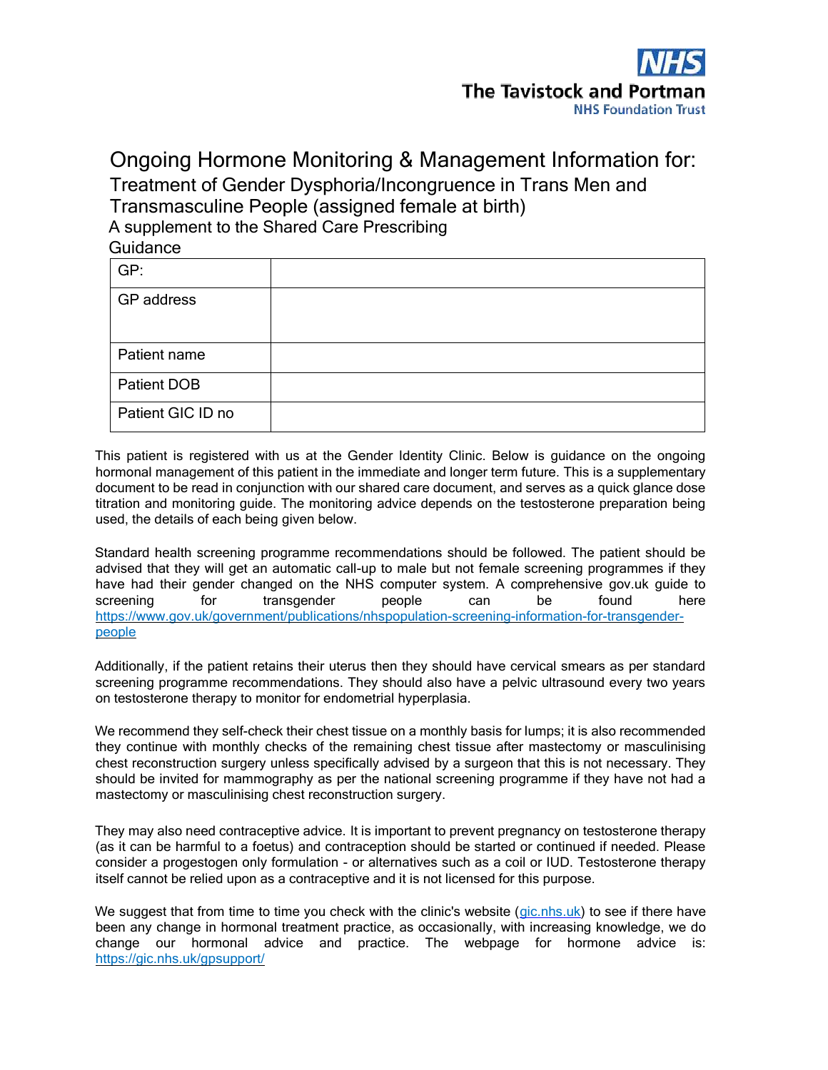NHS
The Tavistock and Portman
NHS Foundation Trust

# Ongoing Hormone Monitoring & Management Information for:

## Treatment of Gender Dysphoria/Incongruence in Trans Men and Transmasculine People (assigned female at birth)

A supplement to the Shared Care Prescribing Guidance

| GP: | |
|---|---|
| GP address | |
| Patient name | |
| Patient DOB | |
| Patient GIC ID no | |

This patient is registered with us at the Gender Identity Clinic. Below is guidance on the ongoing hormonal management of this patient in the immediate and longer term future. This is a supplementary document to be read in conjunction with our shared care document, and serves as a quick glance dose titration and monitoring guide. The monitoring advice depends on the testosterone preparation being used, the details of each being given below.

Standard health screening programme recommendations should be followed. The patient should be advised that they will get an automatic call-up to male but not female screening programmes if they have had their gender changed on the NHS computer system. A comprehensive gov.uk guide to screening for transgender people can be found here https://www.gov.uk/government/publications/nhspopulation-screening-information-for-transgender-people

Additionally, if the patient retains their uterus then they should have cervical smears as per standard screening programme recommendations. They should also have a pelvic ultrasound every two years on testosterone therapy to monitor for endometrial hyperplasia.

We recommend they self-check their chest tissue on a monthly basis for lumps; it is also recommended they continue with monthly checks of the remaining chest tissue after mastectomy or masculinising chest reconstruction surgery unless specifically advised by a surgeon that this is not necessary. They should be invited for mammography as per the national screening programme if they have not had a mastectomy or masculinising chest reconstruction surgery.

They may also need contraceptive advice. It is important to prevent pregnancy on testosterone therapy (as it can be harmful to a foetus) and contraception should be started or continued if needed. Please consider a progestogen only formulation - or alternatives such as a coil or IUD. Testosterone therapy itself cannot be relied upon as a contraceptive and it is not licensed for this purpose.

We suggest that from time to time you check with the clinic's website (gic.nhs.uk) to see if there have been any change in hormonal treatment practice, as occasionally, with increasing knowledge, we do change our hormonal advice and practice. The webpage for hormone advice is: https://gic.nhs.uk/gpsupport/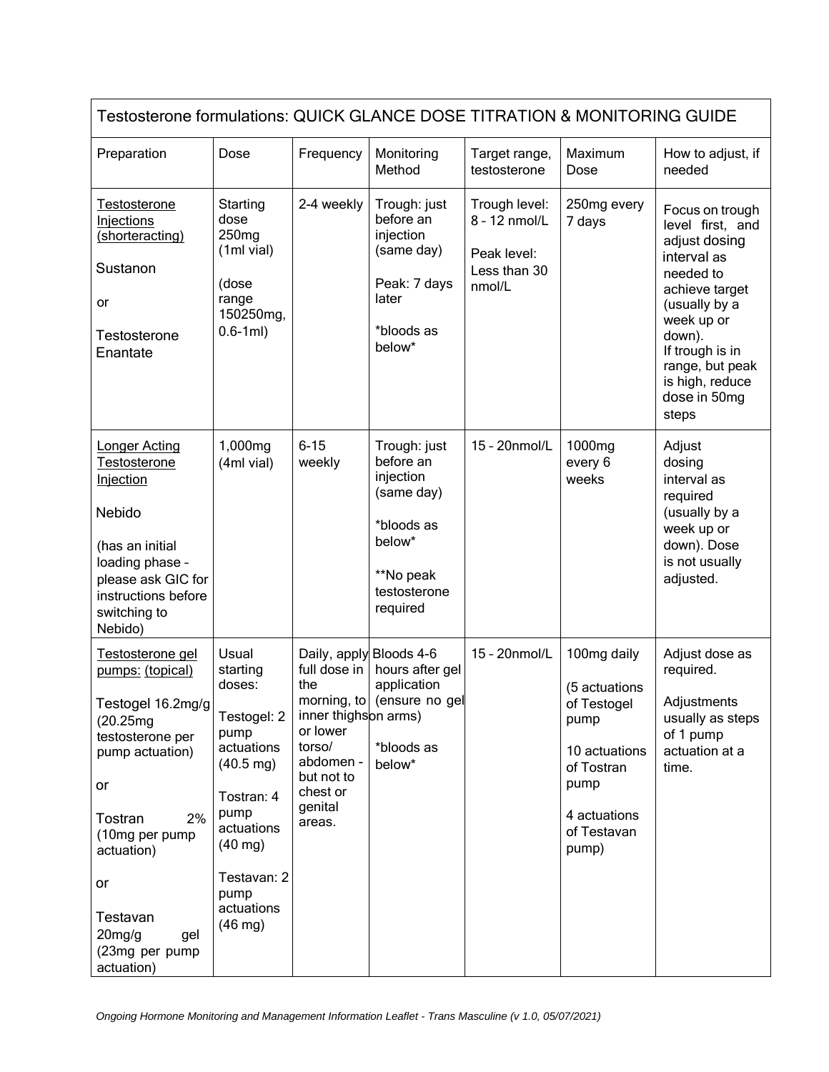| Testosterone formulations: QUICK GLANCE DOSE TITRATION & MONITORING GUIDE | | | | | | |
|---|---|---|---|---|---|---|
| Preparation | Dose | Frequency | Monitoring Method | Target range, testosterone | Maximum Dose | How to adjust, if needed |
| <u>Testosterone Injections (shorteracting)</u><br><br>Sustanon<br><br>or<br><br>Testosterone Enantate | Starting dose 250mg (1ml vial)<br><br>(dose range 150250mg, 0.6-1ml) | 2-4 weekly | Trough: just before an injection (same day)<br><br>Peak: 7 days later<br><br>*bloods as below* | Trough level: 8 – 12 nmol/L<br><br>Peak level: Less than 30 nmol/L | 250mg every 7 days | Focus on trough level first, and adjust dosing interval as needed to achieve target (usually by a week up or down).<br>If trough is in range, but peak is high, reduce dose in 50mg steps |
| <u>Longer Acting Testosterone Injection</u><br><br>Nebido<br><br>(has an initial loading phase – please ask GIC for instructions before switching to Nebido) | 1,000mg (4ml vial) | 6-15 weekly | Trough: just before an injection (same day)<br><br>*bloods as below*<br><br>**No peak testosterone required | 15 – 20nmol/L | 1000mg every 6 weeks | Adjust dosing interval as required (usually by a week up or down). Dose is not usually adjusted. |
| <u>Testosterone gel pumps: (topical)</u><br><br>Testogel 16.2mg/g (20.25mg testosterone per pump actuation)<br><br>or<br><br>Tostran 2% (10mg per pump actuation)<br><br>or<br><br>Testavan 20mg/g gel (23mg per pump actuation) | Usual starting doses:<br><br>Testogel: 2 pump actuations (40.5 mg)<br><br>Tostran: 4 pump actuations (40 mg)<br><br>Testavan: 2 pump actuations (46 mg) | Daily, apply full dose in the morning, to inner thighs or lower torso/ abdomen - but not to chest or genital areas. | Bloods 4-6 hours after gel application (ensure no gel on arms)<br><br>*bloods as below* | 15 – 20nmol/L | 100mg daily<br><br>(5 actuations of Testogel pump<br><br>10 actuations of Tostran pump<br><br>4 actuations of Testavan pump) | Adjust dose as required.<br><br>Adjustments usually as steps of 1 pump actuation at a time. |

*Ongoing Hormone Monitoring and Management Information Leaflet - Trans Masculine (v 1.0, 05/07/2021)*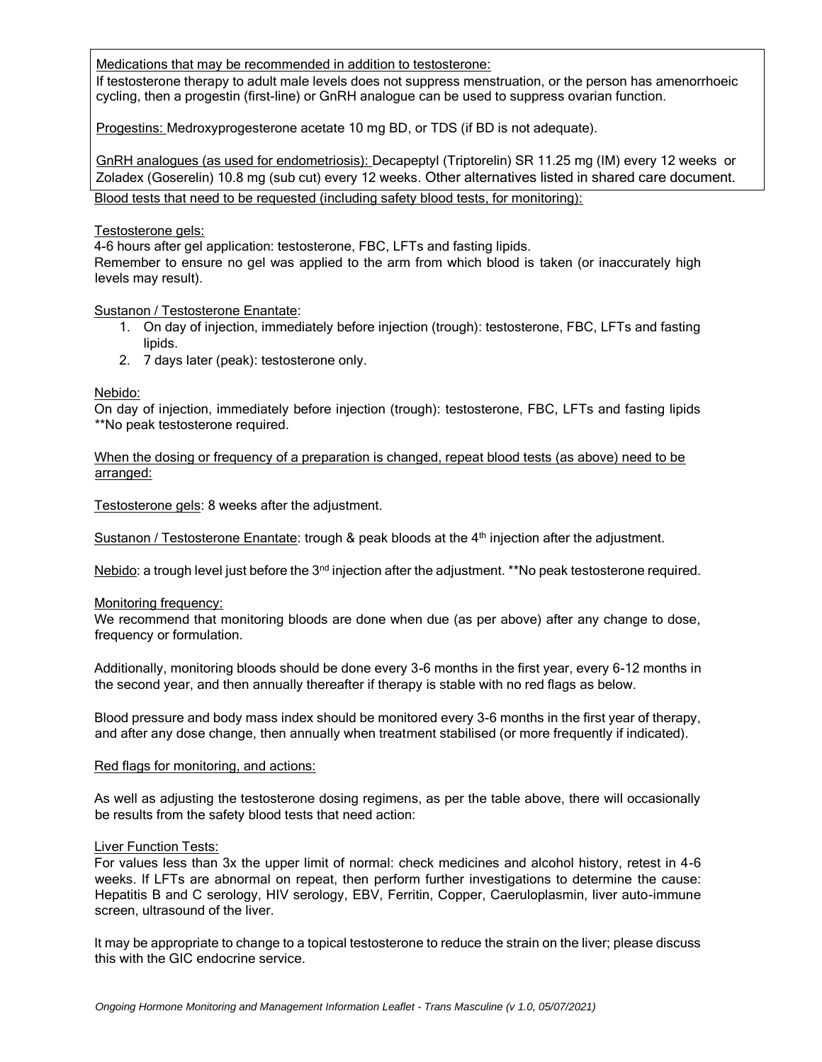Medications that may be recommended in addition to testosterone:

If testosterone therapy to adult male levels does not suppress menstruation, or the person has amenorrhoeic cycling, then a progestin (first-line) or GnRH analogue can be used to suppress ovarian function.

Progestins: Medroxyprogesterone acetate 10 mg BD, or TDS (if BD is not adequate).

GnRH analogues (as used for endometriosis): Decapeptyl (Triptorelin) SR 11.25 mg (IM) every 12 weeks or Zoladex (Goserelin) 10.8 mg (sub cut) every 12 weeks. Other alternatives listed in shared care document.

Blood tests that need to be requested (including safety blood tests, for monitoring):

Testosterone gels:

4-6 hours after gel application: testosterone, FBC, LFTs and fasting lipids.
Remember to ensure no gel was applied to the arm from which blood is taken (or inaccurately high levels may result).

Sustanon / Testosterone Enantate:

1. On day of injection, immediately before injection (trough): testosterone, FBC, LFTs and fasting lipids.
2. 7 days later (peak): testosterone only.

Nebido:

On day of injection, immediately before injection (trough): testosterone, FBC, LFTs and fasting lipids
**No peak testosterone required.

When the dosing or frequency of a preparation is changed, repeat blood tests (as above) need to be arranged:

Testosterone gels: 8 weeks after the adjustment.

Sustanon / Testosterone Enantate: trough & peak bloods at the 4th injection after the adjustment.

Nebido: a trough level just before the 3rd injection after the adjustment. **No peak testosterone required.

Monitoring frequency:

We recommend that monitoring bloods are done when due (as per above) after any change to dose, frequency or formulation.

Additionally, monitoring bloods should be done every 3-6 months in the first year, every 6-12 months in the second year, and then annually thereafter if therapy is stable with no red flags as below.

Blood pressure and body mass index should be monitored every 3-6 months in the first year of therapy, and after any dose change, then annually when treatment stabilised (or more frequently if indicated).

Red flags for monitoring, and actions:

As well as adjusting the testosterone dosing regimens, as per the table above, there will occasionally be results from the safety blood tests that need action:

Liver Function Tests:

For values less than 3x the upper limit of normal: check medicines and alcohol history, retest in 4-6 weeks. If LFTs are abnormal on repeat, then perform further investigations to determine the cause: Hepatitis B and C serology, HIV serology, EBV, Ferritin, Copper, Caeruloplasmin, liver auto-immune screen, ultrasound of the liver.

It may be appropriate to change to a topical testosterone to reduce the strain on the liver; please discuss this with the GIC endocrine service.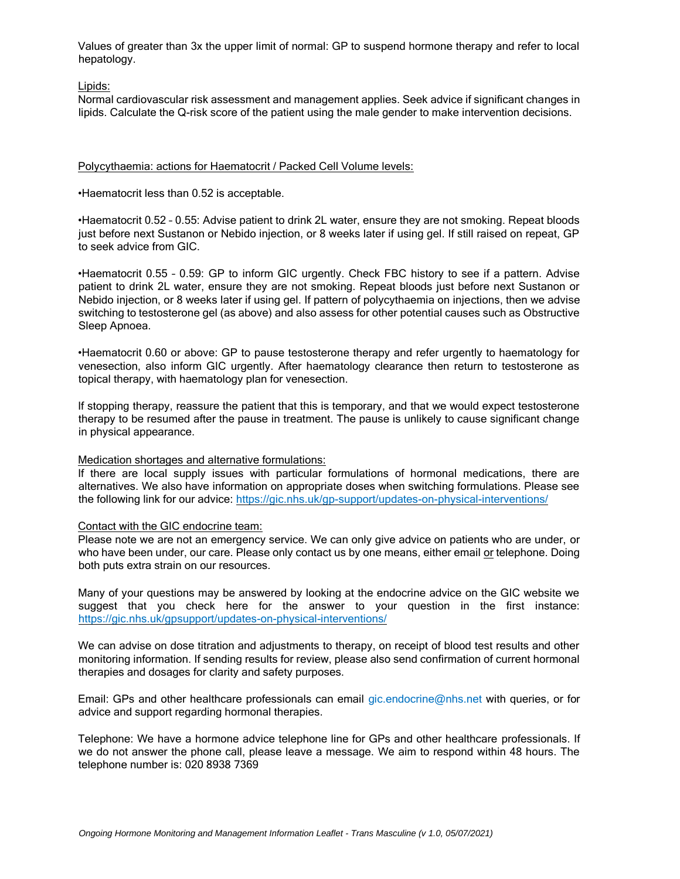Values of greater than 3x the upper limit of normal: GP to suspend hormone therapy and refer to local hepatology.

Lipids:

Normal cardiovascular risk assessment and management applies. Seek advice if significant changes in lipids. Calculate the Q-risk score of the patient using the male gender to make intervention decisions.

Polycythaemia: actions for Haematocrit / Packed Cell Volume levels:

•Haematocrit less than 0.52 is acceptable.

•Haematocrit 0.52 – 0.55: Advise patient to drink 2L water, ensure they are not smoking. Repeat bloods just before next Sustanon or Nebido injection, or 8 weeks later if using gel. If still raised on repeat, GP to seek advice from GIC.

•Haematocrit 0.55 – 0.59: GP to inform GIC urgently. Check FBC history to see if a pattern. Advise patient to drink 2L water, ensure they are not smoking. Repeat bloods just before next Sustanon or Nebido injection, or 8 weeks later if using gel. If pattern of polycythaemia on injections, then we advise switching to testosterone gel (as above) and also assess for other potential causes such as Obstructive Sleep Apnoea.

•Haematocrit 0.60 or above: GP to pause testosterone therapy and refer urgently to haematology for venesection, also inform GIC urgently. After haematology clearance then return to testosterone as topical therapy, with haematology plan for venesection.

If stopping therapy, reassure the patient that this is temporary, and that we would expect testosterone therapy to be resumed after the pause in treatment. The pause is unlikely to cause significant change in physical appearance.

Medication shortages and alternative formulations:

If there are local supply issues with particular formulations of hormonal medications, there are alternatives. We also have information on appropriate doses when switching formulations. Please see the following link for our advice: https://gic.nhs.uk/gp-support/updates-on-physical-interventions/

Contact with the GIC endocrine team:

Please note we are not an emergency service. We can only give advice on patients who are under, or who have been under, our care. Please only contact us by one means, either email or telephone. Doing both puts extra strain on our resources.

Many of your questions may be answered by looking at the endocrine advice on the GIC website we suggest that you check here for the answer to your question in the first instance: https://gic.nhs.uk/gpsupport/updates-on-physical-interventions/

We can advise on dose titration and adjustments to therapy, on receipt of blood test results and other monitoring information. If sending results for review, please also send confirmation of current hormonal therapies and dosages for clarity and safety purposes.

Email: GPs and other healthcare professionals can email gic.endocrine@nhs.net with queries, or for advice and support regarding hormonal therapies.

Telephone: We have a hormone advice telephone line for GPs and other healthcare professionals. If we do not answer the phone call, please leave a message. We aim to respond within 48 hours. The telephone number is: 020 8938 7369

*Ongoing Hormone Monitoring and Management Information Leaflet - Trans Masculine (v 1.0, 05/07/2021)*